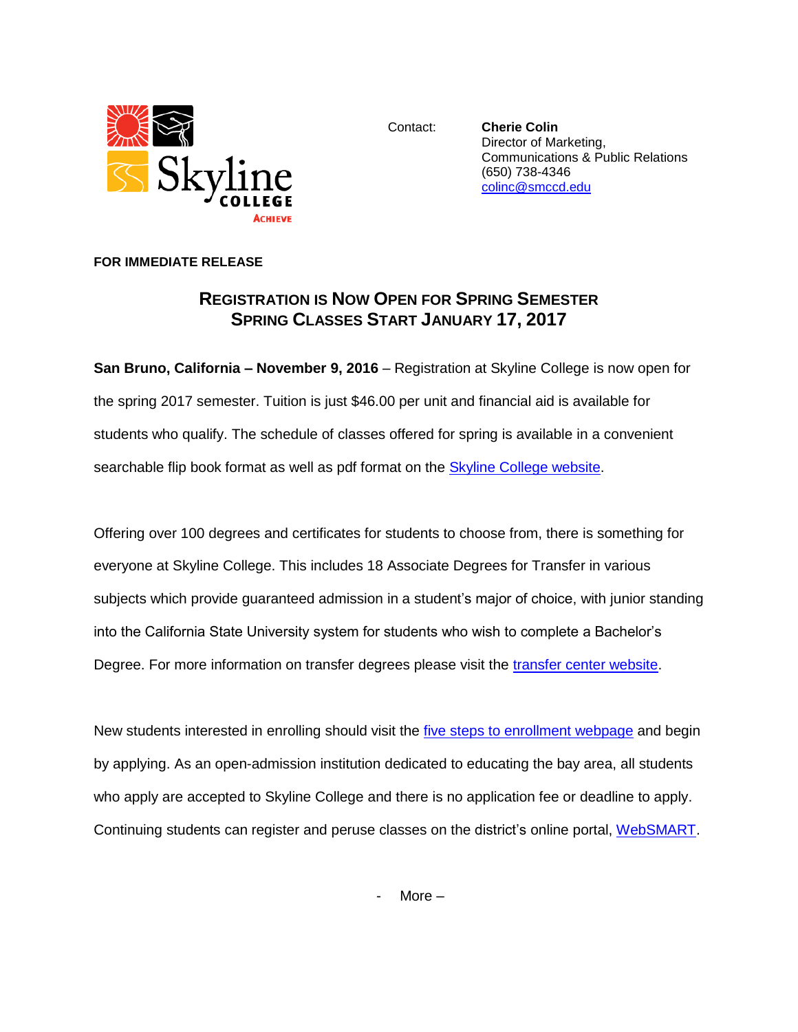Skyline College
ACHIEVE

Contact: **Cherie Colin**
Director of Marketing,
Communications & Public Relations
(650) 738-4346
colinc@smccd.edu

**FOR IMMEDIATE RELEASE**

## REGISTRATION IS NOW OPEN FOR SPRING SEMESTER
## SPRING CLASSES START JANUARY 17, 2017

**San Bruno, California – November 9, 2016** – Registration at Skyline College is now open for the spring 2017 semester. Tuition is just $46.00 per unit and financial aid is available for students who qualify. The schedule of classes offered for spring is available in a convenient searchable flip book format as well as pdf format on the Skyline College website.

Offering over 100 degrees and certificates for students to choose from, there is something for everyone at Skyline College. This includes 18 Associate Degrees for Transfer in various subjects which provide guaranteed admission in a student's major of choice, with junior standing into the California State University system for students who wish to complete a Bachelor's Degree. For more information on transfer degrees please visit the transfer center website.

New students interested in enrolling should visit the five steps to enrollment webpage and begin by applying. As an open-admission institution dedicated to educating the bay area, all students who apply are accepted to Skyline College and there is no application fee or deadline to apply. Continuing students can register and peruse classes on the district's online portal, WebSMART.

- More –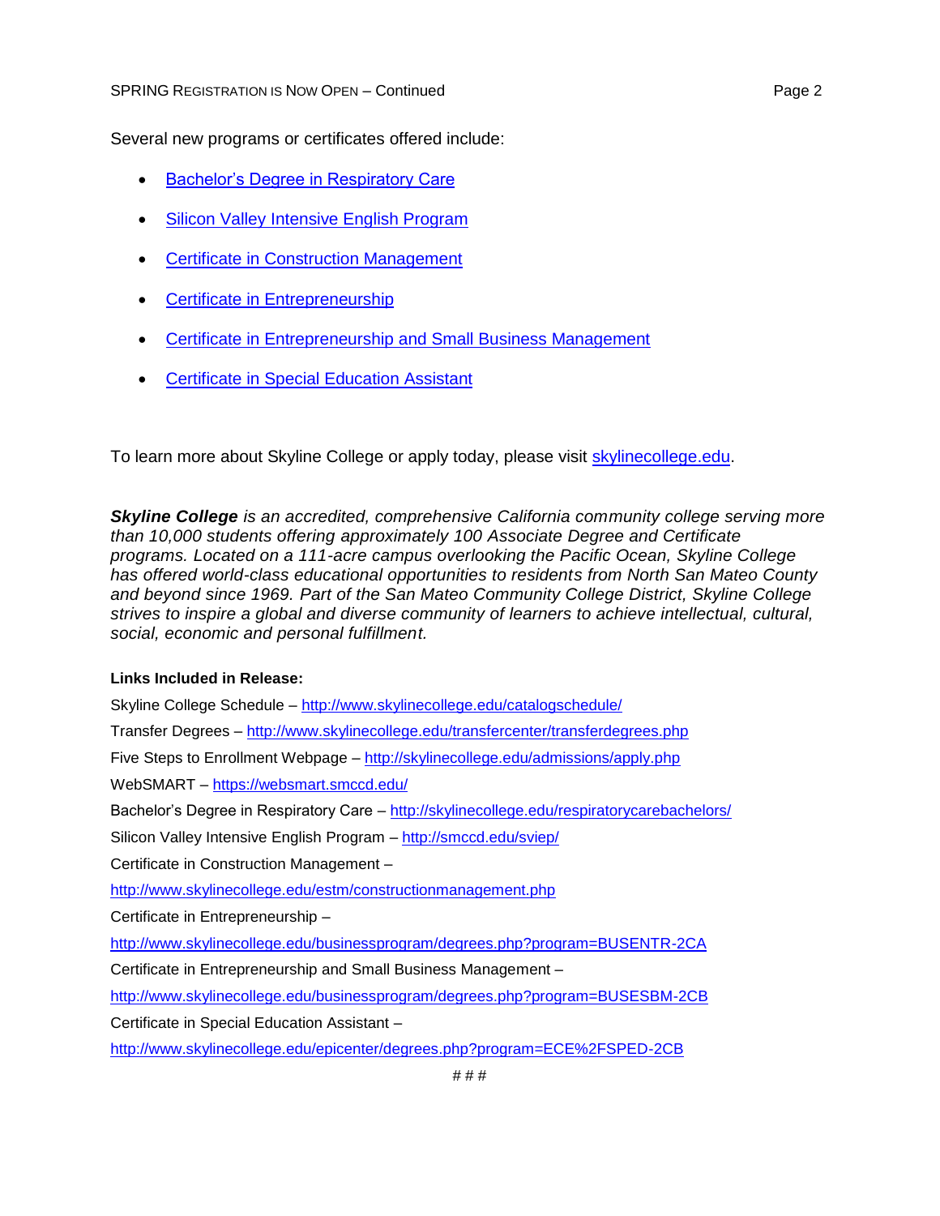Several new programs or certificates offered include:

- [Bachelor's Degree in Respiratory Care](http://skylinecollege.edu/respiratorycarebachelors/)
- [Silicon Valley Intensive English Program](http://smccd.edu/sviep/)
- [Certificate in Construction Management](http://www.skylinecollege.edu/estm/constructionmanagement.php)
- [Certificate in Entrepreneurship](http://www.skylinecollege.edu/businessprogram/degrees.php?program=BUSENTR-2CA)
- [Certificate in Entrepreneurship and Small Business Management](http://www.skylinecollege.edu/businessprogram/degrees.php?program=BUSESBM-2CB)
- [Certificate in Special Education Assistant](http://www.skylinecollege.edu/epicenter/degrees.php?program=ECE%2FSPED-2CB)

To learn more about Skyline College or apply today, please visit [skylinecollege.edu](http://skylinecollege.edu).

***Skyline College** is an accredited, comprehensive California community college serving more than 10,000 students offering approximately 100 Associate Degree and Certificate programs. Located on a 111-acre campus overlooking the Pacific Ocean, Skyline College has offered world-class educational opportunities to residents from North San Mateo County and beyond since 1969. Part of the San Mateo Community College District, Skyline College strives to inspire a global and diverse community of learners to achieve intellectual, cultural, social, economic and personal fulfillment.*

**Links Included in Release:**

Skyline College Schedule – http://www.skylinecollege.edu/catalogschedule/

Transfer Degrees – http://www.skylinecollege.edu/transfercenter/transferdegrees.php

Five Steps to Enrollment Webpage – http://skylinecollege.edu/admissions/apply.php

WebSMART – https://websmart.smccd.edu/

Bachelor's Degree in Respiratory Care – http://skylinecollege.edu/respiratorycarebachelors/

Silicon Valley Intensive English Program – http://smccd.edu/sviep/

Certificate in Construction Management –
http://www.skylinecollege.edu/estm/constructionmanagement.php

Certificate in Entrepreneurship –
http://www.skylinecollege.edu/businessprogram/degrees.php?program=BUSENTR-2CA

Certificate in Entrepreneurship and Small Business Management –
http://www.skylinecollege.edu/businessprogram/degrees.php?program=BUSESBM-2CB

Certificate in Special Education Assistant –
http://www.skylinecollege.edu/epicenter/degrees.php?program=ECE%2FSPED-2CB

# # #